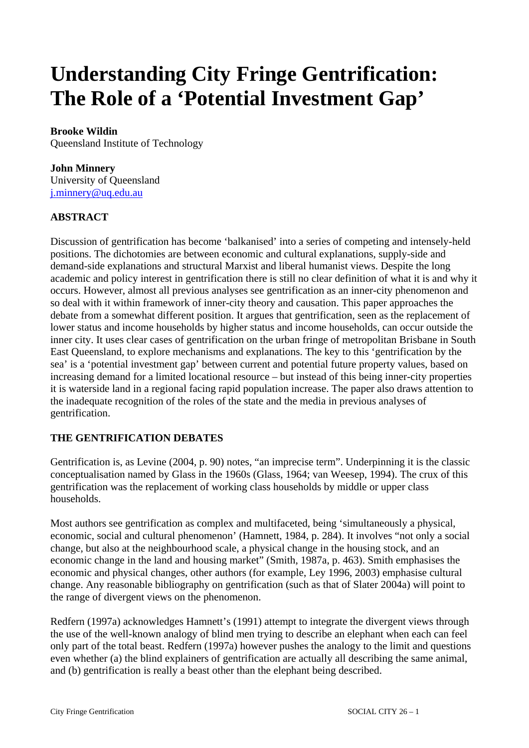# Understanding City Fringe Gentrification: The Role of a 'Potential Investment Gap'

**Brooke Wildin**
Queensland Institute of Technology

**John Minnery**
University of Queensland
j.minnery@uq.edu.au

## ABSTRACT

Discussion of gentrification has become 'balkanised' into a series of competing and intensely-held positions. The dichotomies are between economic and cultural explanations, supply-side and demand-side explanations and structural Marxist and liberal humanist views. Despite the long academic and policy interest in gentrification there is still no clear definition of what it is and why it occurs. However, almost all previous analyses see gentrification as an inner-city phenomenon and so deal with it within framework of inner-city theory and causation. This paper approaches the debate from a somewhat different position. It argues that gentrification, seen as the replacement of lower status and income households by higher status and income households, can occur outside the inner city. It uses clear cases of gentrification on the urban fringe of metropolitan Brisbane in South East Queensland, to explore mechanisms and explanations. The key to this 'gentrification by the sea' is a 'potential investment gap' between current and potential future property values, based on increasing demand for a limited locational resource – but instead of this being inner-city properties it is waterside land in a regional facing rapid population increase. The paper also draws attention to the inadequate recognition of the roles of the state and the media in previous analyses of gentrification.

## THE GENTRIFICATION DEBATES

Gentrification is, as Levine (2004, p. 90) notes, "an imprecise term". Underpinning it is the classic conceptualisation named by Glass in the 1960s (Glass, 1964; van Weesep, 1994). The crux of this gentrification was the replacement of working class households by middle or upper class households.

Most authors see gentrification as complex and multifaceted, being 'simultaneously a physical, economic, social and cultural phenomenon' (Hamnett, 1984, p. 284). It involves "not only a social change, but also at the neighbourhood scale, a physical change in the housing stock, and an economic change in the land and housing market" (Smith, 1987a, p. 463). Smith emphasises the economic and physical changes, other authors (for example, Ley 1996, 2003) emphasise cultural change. Any reasonable bibliography on gentrification (such as that of Slater 2004a) will point to the range of divergent views on the phenomenon.

Redfern (1997a) acknowledges Hamnett's (1991) attempt to integrate the divergent views through the use of the well-known analogy of blind men trying to describe an elephant when each can feel only part of the total beast. Redfern (1997a) however pushes the analogy to the limit and questions even whether (a) the blind explainers of gentrification are actually all describing the same animal, and (b) gentrification is really a beast other than the elephant being described.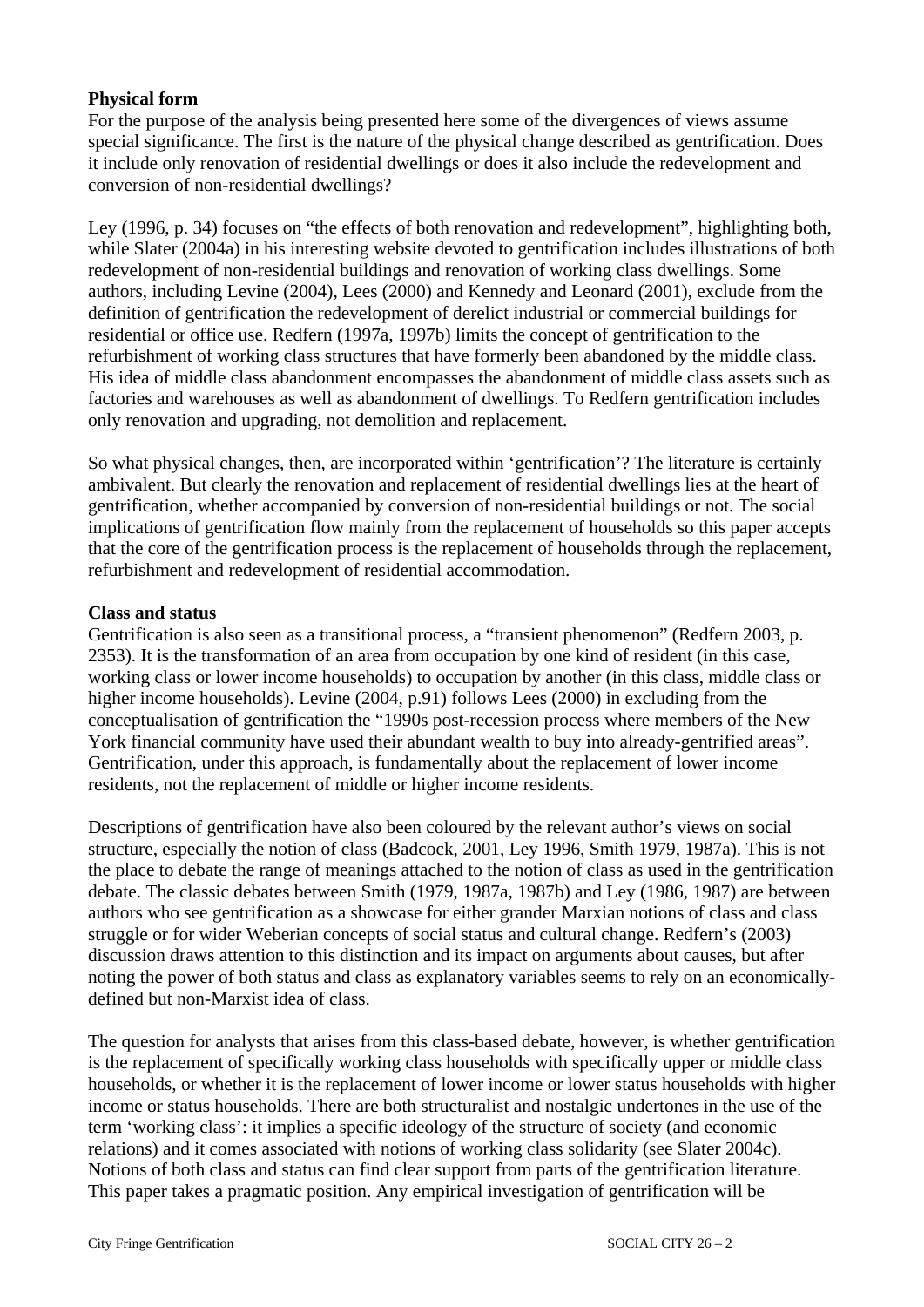**Physical form**

For the purpose of the analysis being presented here some of the divergences of views assume special significance. The first is the nature of the physical change described as gentrification. Does it include only renovation of residential dwellings or does it also include the redevelopment and conversion of non-residential dwellings?

Ley (1996, p. 34) focuses on "the effects of both renovation and redevelopment", highlighting both, while Slater (2004a) in his interesting website devoted to gentrification includes illustrations of both redevelopment of non-residential buildings and renovation of working class dwellings. Some authors, including Levine (2004), Lees (2000) and Kennedy and Leonard (2001), exclude from the definition of gentrification the redevelopment of derelict industrial or commercial buildings for residential or office use. Redfern (1997a, 1997b) limits the concept of gentrification to the refurbishment of working class structures that have formerly been abandoned by the middle class. His idea of middle class abandonment encompasses the abandonment of middle class assets such as factories and warehouses as well as abandonment of dwellings. To Redfern gentrification includes only renovation and upgrading, not demolition and replacement.

So what physical changes, then, are incorporated within 'gentrification'? The literature is certainly ambivalent. But clearly the renovation and replacement of residential dwellings lies at the heart of gentrification, whether accompanied by conversion of non-residential buildings or not. The social implications of gentrification flow mainly from the replacement of households so this paper accepts that the core of the gentrification process is the replacement of households through the replacement, refurbishment and redevelopment of residential accommodation.

**Class and status**

Gentrification is also seen as a transitional process, a "transient phenomenon" (Redfern 2003, p. 2353). It is the transformation of an area from occupation by one kind of resident (in this case, working class or lower income households) to occupation by another (in this class, middle class or higher income households). Levine (2004, p.91) follows Lees (2000) in excluding from the conceptualisation of gentrification the "1990s post-recession process where members of the New York financial community have used their abundant wealth to buy into already-gentrified areas". Gentrification, under this approach, is fundamentally about the replacement of lower income residents, not the replacement of middle or higher income residents.

Descriptions of gentrification have also been coloured by the relevant author's views on social structure, especially the notion of class (Badcock, 2001, Ley 1996, Smith 1979, 1987a). This is not the place to debate the range of meanings attached to the notion of class as used in the gentrification debate. The classic debates between Smith (1979, 1987a, 1987b) and Ley (1986, 1987) are between authors who see gentrification as a showcase for either grander Marxian notions of class and class struggle or for wider Weberian concepts of social status and cultural change. Redfern's (2003) discussion draws attention to this distinction and its impact on arguments about causes, but after noting the power of both status and class as explanatory variables seems to rely on an economically-defined but non-Marxist idea of class.

The question for analysts that arises from this class-based debate, however, is whether gentrification is the replacement of specifically working class households with specifically upper or middle class households, or whether it is the replacement of lower income or lower status households with higher income or status households. There are both structuralist and nostalgic undertones in the use of the term 'working class': it implies a specific ideology of the structure of society (and economic relations) and it comes associated with notions of working class solidarity (see Slater 2004c). Notions of both class and status can find clear support from parts of the gentrification literature. This paper takes a pragmatic position. Any empirical investigation of gentrification will be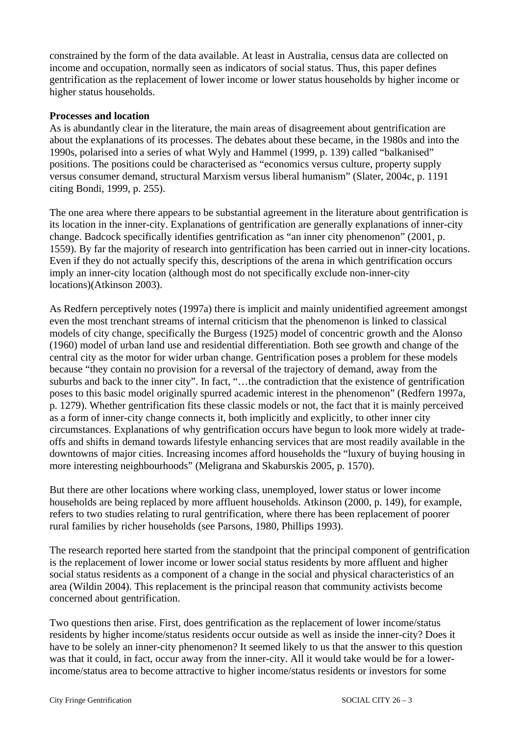constrained by the form of the data available. At least in Australia, census data are collected on income and occupation, normally seen as indicators of social status. Thus, this paper defines gentrification as the replacement of lower income or lower status households by higher income or higher status households.

**Processes and location**

As is abundantly clear in the literature, the main areas of disagreement about gentrification are about the explanations of its processes. The debates about these became, in the 1980s and into the 1990s, polarised into a series of what Wyly and Hammel (1999, p. 139) called "balkanised" positions. The positions could be characterised as "economics versus culture, property supply versus consumer demand, structural Marxism versus liberal humanism" (Slater, 2004c, p. 1191 citing Bondi, 1999, p. 255).

The one area where there appears to be substantial agreement in the literature about gentrification is its location in the inner-city. Explanations of gentrification are generally explanations of inner-city change. Badcock specifically identifies gentrification as "an inner city phenomenon" (2001, p. 1559). By far the majority of research into gentrification has been carried out in inner-city locations. Even if they do not actually specify this, descriptions of the arena in which gentrification occurs imply an inner-city location (although most do not specifically exclude non-inner-city locations)(Atkinson 2003).

As Redfern perceptively notes (1997a) there is implicit and mainly unidentified agreement amongst even the most trenchant streams of internal criticism that the phenomenon is linked to classical models of city change, specifically the Burgess (1925) model of concentric growth and the Alonso (1960) model of urban land use and residential differentiation. Both see growth and change of the central city as the motor for wider urban change. Gentrification poses a problem for these models because "they contain no provision for a reversal of the trajectory of demand, away from the suburbs and back to the inner city". In fact, "…the contradiction that the existence of gentrification poses to this basic model originally spurred academic interest in the phenomenon" (Redfern 1997a, p. 1279). Whether gentrification fits these classic models or not, the fact that it is mainly perceived as a form of inner-city change connects it, both implicitly and explicitly, to other inner city circumstances. Explanations of why gentrification occurs have begun to look more widely at trade-offs and shifts in demand towards lifestyle enhancing services that are most readily available in the downtowns of major cities. Increasing incomes afford households the "luxury of buying housing in more interesting neighbourhoods" (Meligrana and Skaburskis 2005, p. 1570).

But there are other locations where working class, unemployed, lower status or lower income households are being replaced by more affluent households. Atkinson (2000, p. 149), for example, refers to two studies relating to rural gentrification, where there has been replacement of poorer rural families by richer households (see Parsons, 1980, Phillips 1993).

The research reported here started from the standpoint that the principal component of gentrification is the replacement of lower income or lower social status residents by more affluent and higher social status residents as a component of a change in the social and physical characteristics of an area (Wildin 2004). This replacement is the principal reason that community activists become concerned about gentrification.

Two questions then arise. First, does gentrification as the replacement of lower income/status residents by higher income/status residents occur outside as well as inside the inner-city? Does it have to be solely an inner-city phenomenon? It seemed likely to us that the answer to this question was that it could, in fact, occur away from the inner-city. All it would take would be for a lower-income/status area to become attractive to higher income/status residents or investors for some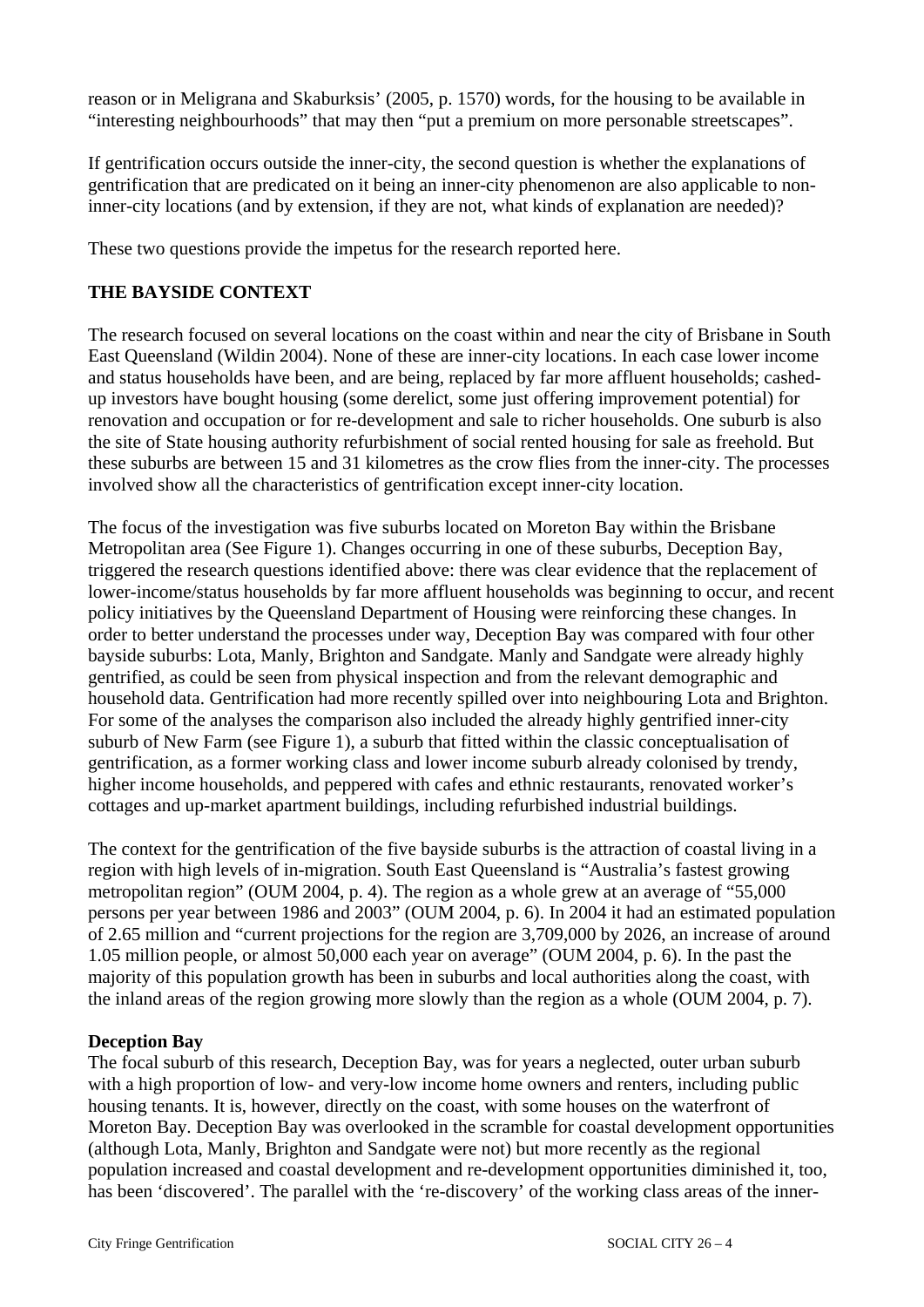reason or in Meligrana and Skaburksis' (2005, p. 1570) words, for the housing to be available in "interesting neighbourhoods" that may then "put a premium on more personable streetscapes".

If gentrification occurs outside the inner-city, the second question is whether the explanations of gentrification that are predicated on it being an inner-city phenomenon are also applicable to non-inner-city locations (and by extension, if they are not, what kinds of explanation are needed)?

These two questions provide the impetus for the research reported here.

## THE BAYSIDE CONTEXT

The research focused on several locations on the coast within and near the city of Brisbane in South East Queensland (Wildin 2004). None of these are inner-city locations. In each case lower income and status households have been, and are being, replaced by far more affluent households; cashed-up investors have bought housing (some derelict, some just offering improvement potential) for renovation and occupation or for re-development and sale to richer households. One suburb is also the site of State housing authority refurbishment of social rented housing for sale as freehold. But these suburbs are between 15 and 31 kilometres as the crow flies from the inner-city. The processes involved show all the characteristics of gentrification except inner-city location.

The focus of the investigation was five suburbs located on Moreton Bay within the Brisbane Metropolitan area (See Figure 1). Changes occurring in one of these suburbs, Deception Bay, triggered the research questions identified above: there was clear evidence that the replacement of lower-income/status households by far more affluent households was beginning to occur, and recent policy initiatives by the Queensland Department of Housing were reinforcing these changes. In order to better understand the processes under way, Deception Bay was compared with four other bayside suburbs: Lota, Manly, Brighton and Sandgate. Manly and Sandgate were already highly gentrified, as could be seen from physical inspection and from the relevant demographic and household data. Gentrification had more recently spilled over into neighbouring Lota and Brighton. For some of the analyses the comparison also included the already highly gentrified inner-city suburb of New Farm (see Figure 1), a suburb that fitted within the classic conceptualisation of gentrification, as a former working class and lower income suburb already colonised by trendy, higher income households, and peppered with cafes and ethnic restaurants, renovated worker's cottages and up-market apartment buildings, including refurbished industrial buildings.

The context for the gentrification of the five bayside suburbs is the attraction of coastal living in a region with high levels of in-migration. South East Queensland is "Australia's fastest growing metropolitan region" (OUM 2004, p. 4). The region as a whole grew at an average of "55,000 persons per year between 1986 and 2003" (OUM 2004, p. 6). In 2004 it had an estimated population of 2.65 million and "current projections for the region are 3,709,000 by 2026, an increase of around 1.05 million people, or almost 50,000 each year on average" (OUM 2004, p. 6). In the past the majority of this population growth has been in suburbs and local authorities along the coast, with the inland areas of the region growing more slowly than the region as a whole (OUM 2004, p. 7).

### Deception Bay

The focal suburb of this research, Deception Bay, was for years a neglected, outer urban suburb with a high proportion of low- and very-low income home owners and renters, including public housing tenants. It is, however, directly on the coast, with some houses on the waterfront of Moreton Bay. Deception Bay was overlooked in the scramble for coastal development opportunities (although Lota, Manly, Brighton and Sandgate were not) but more recently as the regional population increased and coastal development and re-development opportunities diminished it, too, has been 'discovered'. The parallel with the 're-discovery' of the working class areas of the inner-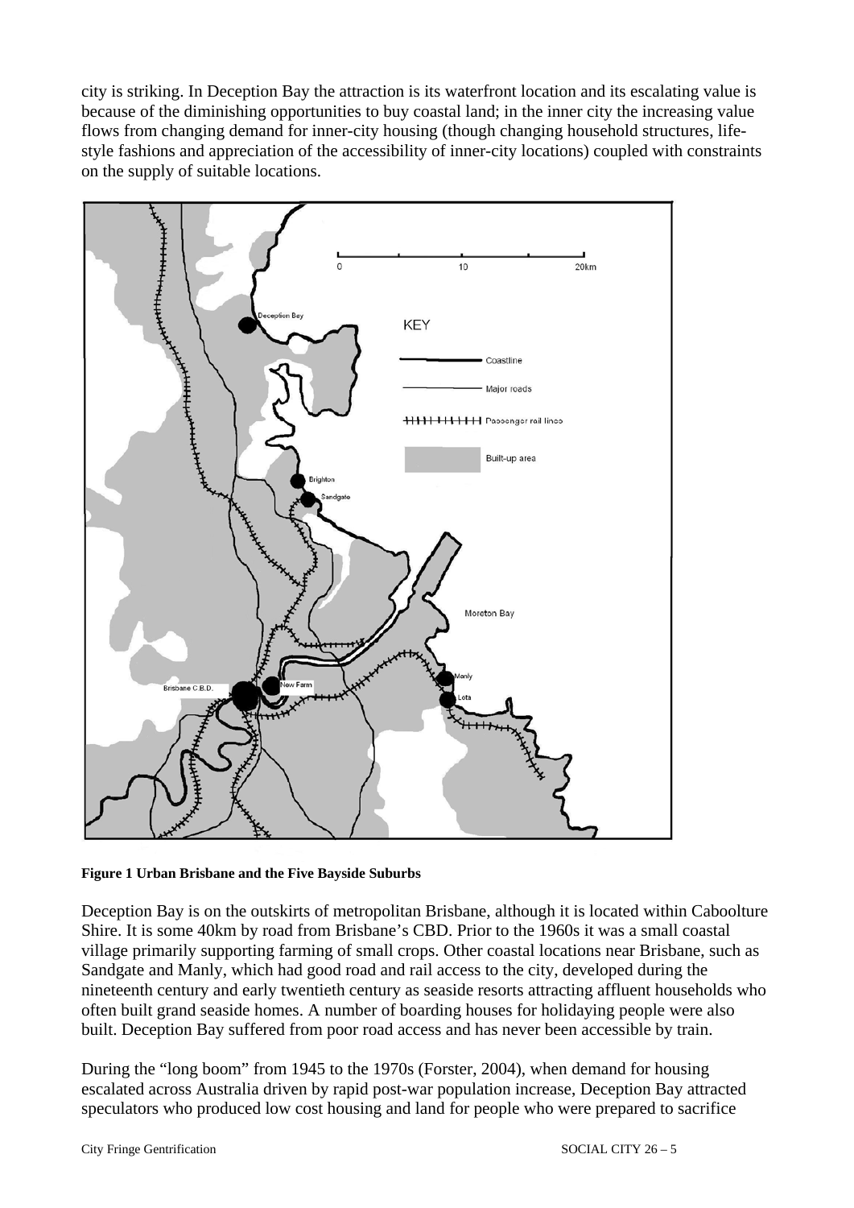city is striking. In Deception Bay the attraction is its waterfront location and its escalating value is because of the diminishing opportunities to buy coastal land; in the inner city the increasing value flows from changing demand for inner-city housing (though changing household structures, life-style fashions and appreciation of the accessibility of inner-city locations) coupled with constraints on the supply of suitable locations.

**Figure 1 Urban Brisbane and the Five Bayside Suburbs**

Deception Bay is on the outskirts of metropolitan Brisbane, although it is located within Caboolture Shire. It is some 40km by road from Brisbane's CBD. Prior to the 1960s it was a small coastal village primarily supporting farming of small crops. Other coastal locations near Brisbane, such as Sandgate and Manly, which had good road and rail access to the city, developed during the nineteenth century and early twentieth century as seaside resorts attracting affluent households who often built grand seaside homes. A number of boarding houses for holidaying people were also built. Deception Bay suffered from poor road access and has never been accessible by train.

During the "long boom" from 1945 to the 1970s (Forster, 2004), when demand for housing escalated across Australia driven by rapid post-war population increase, Deception Bay attracted speculators who produced low cost housing and land for people who were prepared to sacrifice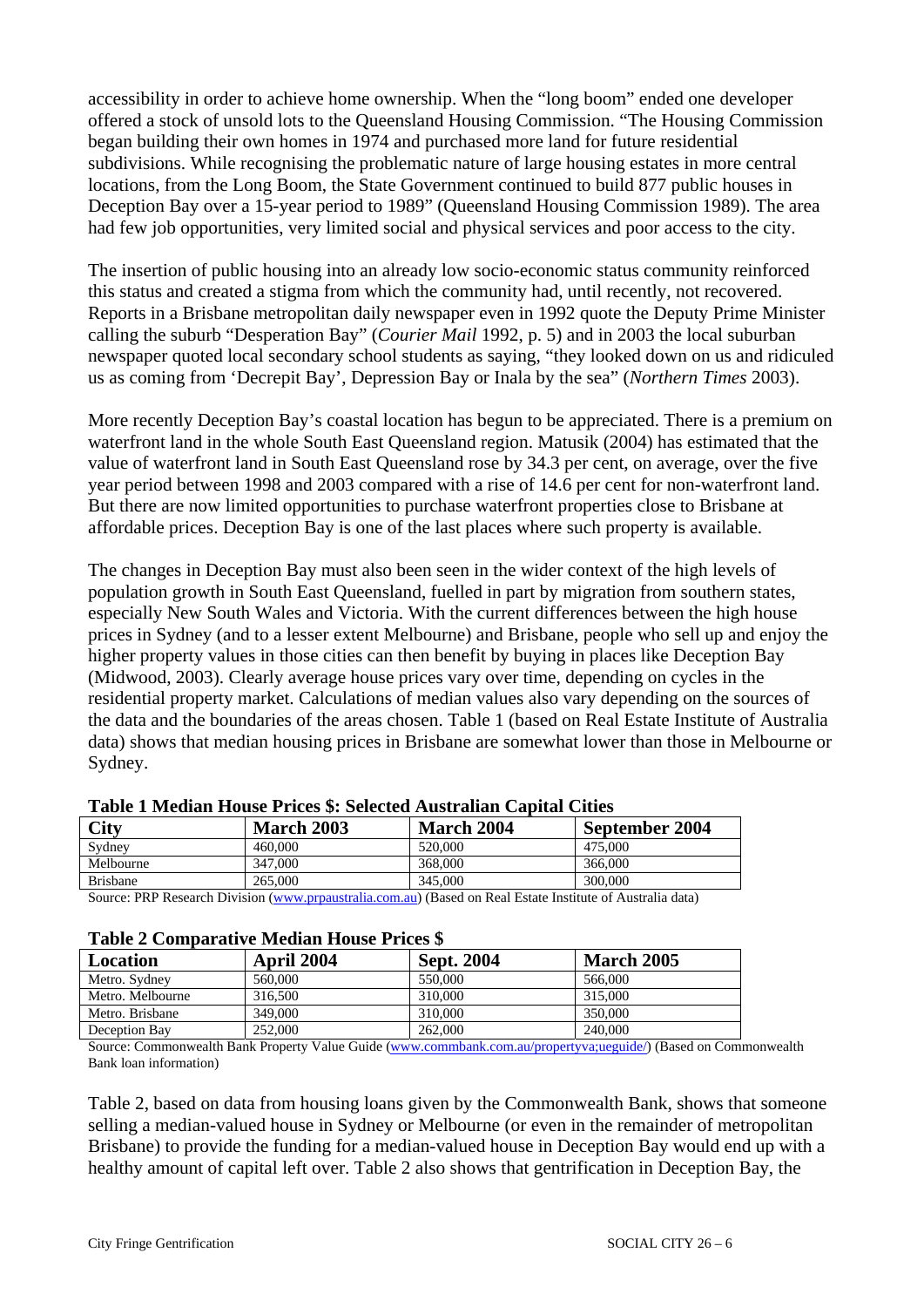accessibility in order to achieve home ownership. When the "long boom" ended one developer offered a stock of unsold lots to the Queensland Housing Commission. "The Housing Commission began building their own homes in 1974 and purchased more land for future residential subdivisions. While recognising the problematic nature of large housing estates in more central locations, from the Long Boom, the State Government continued to build 877 public houses in Deception Bay over a 15-year period to 1989" (Queensland Housing Commission 1989). The area had few job opportunities, very limited social and physical services and poor access to the city.

The insertion of public housing into an already low socio-economic status community reinforced this status and created a stigma from which the community had, until recently, not recovered. Reports in a Brisbane metropolitan daily newspaper even in 1992 quote the Deputy Prime Minister calling the suburb "Desperation Bay" (*Courier Mail* 1992, p. 5) and in 2003 the local suburban newspaper quoted local secondary school students as saying, "they looked down on us and ridiculed us as coming from 'Decrepit Bay', Depression Bay or Inala by the sea" (*Northern Times* 2003).

More recently Deception Bay's coastal location has begun to be appreciated. There is a premium on waterfront land in the whole South East Queensland region. Matusik (2004) has estimated that the value of waterfront land in South East Queensland rose by 34.3 per cent, on average, over the five year period between 1998 and 2003 compared with a rise of 14.6 per cent for non-waterfront land. But there are now limited opportunities to purchase waterfront properties close to Brisbane at affordable prices. Deception Bay is one of the last places where such property is available.

The changes in Deception Bay must also been seen in the wider context of the high levels of population growth in South East Queensland, fuelled in part by migration from southern states, especially New South Wales and Victoria. With the current differences between the high house prices in Sydney (and to a lesser extent Melbourne) and Brisbane, people who sell up and enjoy the higher property values in those cities can then benefit by buying in places like Deception Bay (Midwood, 2003). Clearly average house prices vary over time, depending on cycles in the residential property market. Calculations of median values also vary depending on the sources of the data and the boundaries of the areas chosen. Table 1 (based on Real Estate Institute of Australia data) shows that median housing prices in Brisbane are somewhat lower than those in Melbourne or Sydney.

**Table 1 Median House Prices $: Selected Australian Capital Cities**

| City | March 2003 | March 2004 | September 2004 |
|---|---|---|---|
| Sydney | 460,000 | 520,000 | 475,000 |
| Melbourne | 347,000 | 368,000 | 366,000 |
| Brisbane | 265,000 | 345,000 | 300,000 |

Source: PRP Research Division (www.prpaustralia.com.au) (Based on Real Estate Institute of Australia data)

**Table 2 Comparative Median House Prices $**

| Location | April 2004 | Sept. 2004 | March 2005 |
|---|---|---|---|
| Metro. Sydney | 560,000 | 550,000 | 566,000 |
| Metro. Melbourne | 316,500 | 310,000 | 315,000 |
| Metro. Brisbane | 349,000 | 310,000 | 350,000 |
| Deception Bay | 252,000 | 262,000 | 240,000 |

Source: Commonwealth Bank Property Value Guide (www.commbank.com.au/propertyva;ueguide/) (Based on Commonwealth Bank loan information)

Table 2, based on data from housing loans given by the Commonwealth Bank, shows that someone selling a median-valued house in Sydney or Melbourne (or even in the remainder of metropolitan Brisbane) to provide the funding for a median-valued house in Deception Bay would end up with a healthy amount of capital left over. Table 2 also shows that gentrification in Deception Bay, the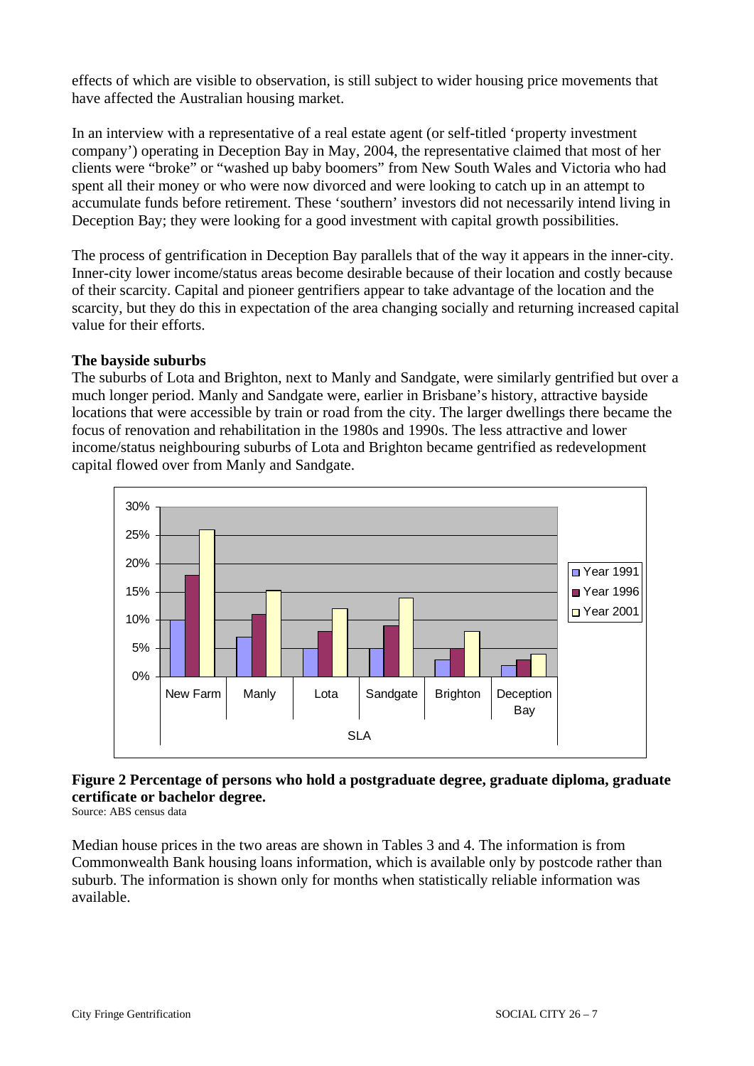effects of which are visible to observation, is still subject to wider housing price movements that have affected the Australian housing market.

In an interview with a representative of a real estate agent (or self-titled 'property investment company') operating in Deception Bay in May, 2004, the representative claimed that most of her clients were "broke" or "washed up baby boomers" from New South Wales and Victoria who had spent all their money or who were now divorced and were looking to catch up in an attempt to accumulate funds before retirement. These 'southern' investors did not necessarily intend living in Deception Bay; they were looking for a good investment with capital growth possibilities.

The process of gentrification in Deception Bay parallels that of the way it appears in the inner-city. Inner-city lower income/status areas become desirable because of their location and costly because of their scarcity. Capital and pioneer gentrifiers appear to take advantage of the location and the scarcity, but they do this in expectation of the area changing socially and returning increased capital value for their efforts.

**The bayside suburbs**

The suburbs of Lota and Brighton, next to Manly and Sandgate, were similarly gentrified but over a much longer period. Manly and Sandgate were, earlier in Brisbane's history, attractive bayside locations that were accessible by train or road from the city. The larger dwellings there became the focus of renovation and rehabilitation in the 1980s and 1990s. The less attractive and lower income/status neighbouring suburbs of Lota and Brighton became gentrified as redevelopment capital flowed over from Manly and Sandgate.

**Figure 2 Percentage of persons who hold a postgraduate degree, graduate diploma, graduate certificate or bachelor degree.**
Source: ABS census data

Median house prices in the two areas are shown in Tables 3 and 4. The information is from Commonwealth Bank housing loans information, which is available only by postcode rather than suburb. The information is shown only for months when statistically reliable information was available.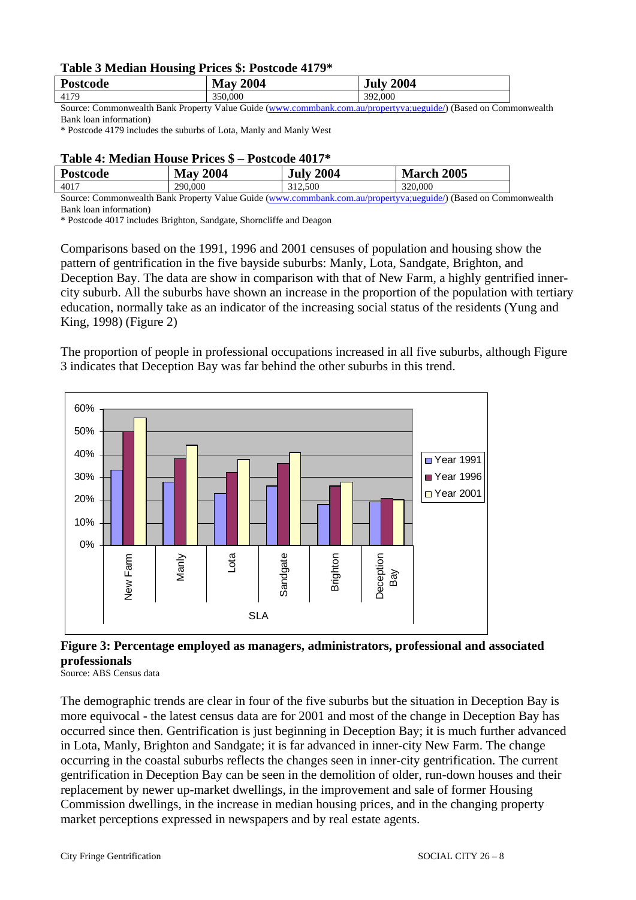**Table 3 Median Housing Prices $: Postcode 4179***

| Postcode | May 2004 | July 2004 |
| --- | --- | --- |
| 4179 | 350,000 | 392,000 |

Source: Commonwealth Bank Property Value Guide (www.commbank.com.au/propertyva;ueguide/) (Based on Commonwealth Bank loan information)

* Postcode 4179 includes the suburbs of Lota, Manly and Manly West

**Table 4: Median House Prices $ – Postcode 4017***

| Postcode | May 2004 | July 2004 | March 2005 |
| --- | --- | --- | --- |
| 4017 | 290,000 | 312,500 | 320,000 |

Source: Commonwealth Bank Property Value Guide (www.commbank.com.au/propertyva;ueguide/) (Based on Commonwealth Bank loan information)

* Postcode 4017 includes Brighton, Sandgate, Shorncliffe and Deagon

Comparisons based on the 1991, 1996 and 2001 censuses of population and housing show the pattern of gentrification in the five bayside suburbs: Manly, Lota, Sandgate, Brighton, and Deception Bay. The data are show in comparison with that of New Farm, a highly gentrified inner-city suburb. All the suburbs have shown an increase in the proportion of the population with tertiary education, normally take as an indicator of the increasing social status of the residents (Yung and King, 1998) (Figure 2)

The proportion of people in professional occupations increased in all five suburbs, although Figure 3 indicates that Deception Bay was far behind the other suburbs in this trend.

**Figure 3: Percentage employed as managers, administrators, professional and associated professionals**

Source: ABS Census data

The demographic trends are clear in four of the five suburbs but the situation in Deception Bay is more equivocal - the latest census data are for 2001 and most of the change in Deception Bay has occurred since then. Gentrification is just beginning in Deception Bay; it is much further advanced in Lota, Manly, Brighton and Sandgate; it is far advanced in inner-city New Farm. The change occurring in the coastal suburbs reflects the changes seen in inner-city gentrification. The current gentrification in Deception Bay can be seen in the demolition of older, run-down houses and their replacement by newer up-market dwellings, in the improvement and sale of former Housing Commission dwellings, in the increase in median housing prices, and in the changing property market perceptions expressed in newspapers and by real estate agents.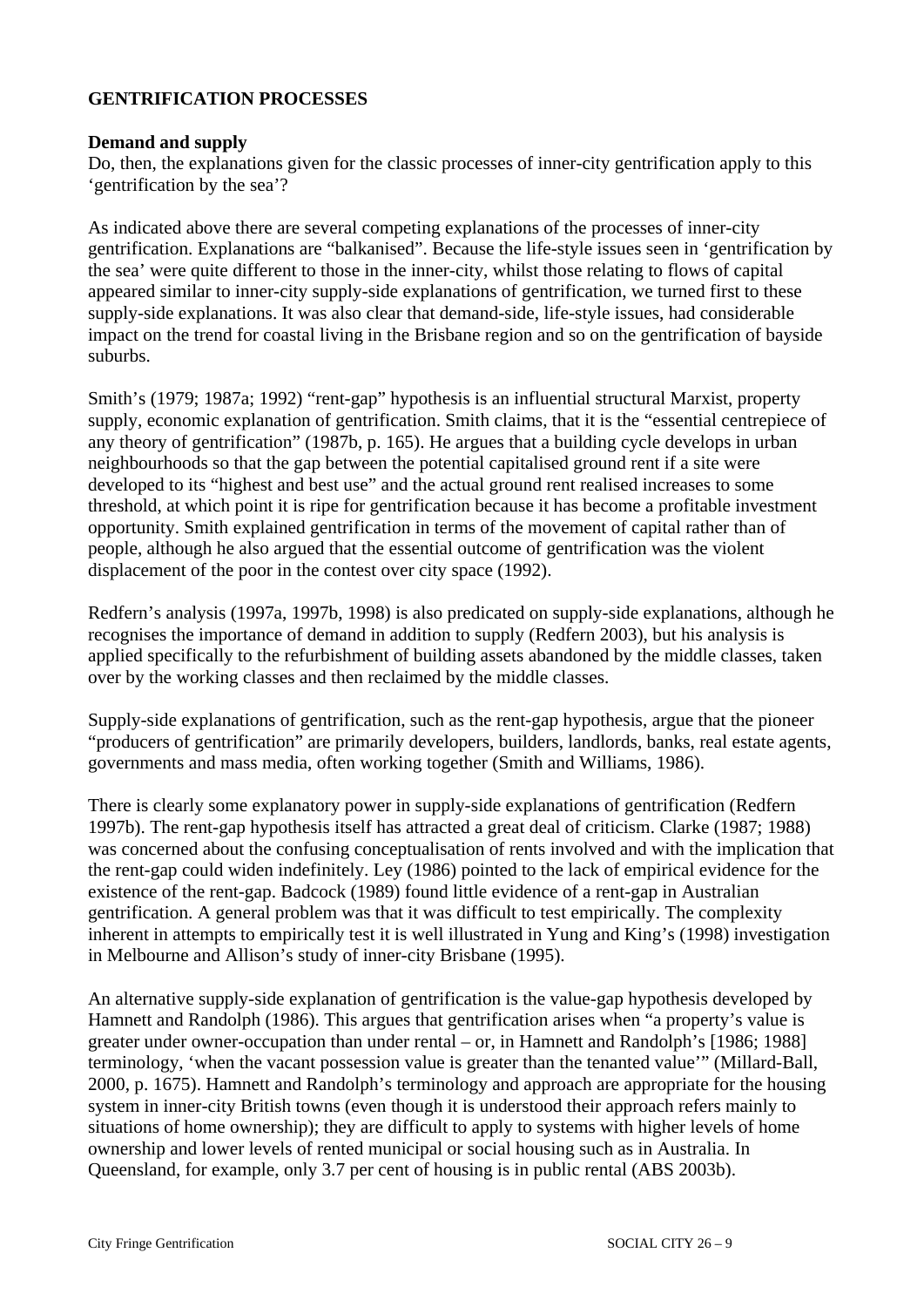## GENTRIFICATION PROCESSES

### Demand and supply

Do, then, the explanations given for the classic processes of inner-city gentrification apply to this 'gentrification by the sea'?

As indicated above there are several competing explanations of the processes of inner-city gentrification. Explanations are "balkanised". Because the life-style issues seen in 'gentrification by the sea' were quite different to those in the inner-city, whilst those relating to flows of capital appeared similar to inner-city supply-side explanations of gentrification, we turned first to these supply-side explanations. It was also clear that demand-side, life-style issues, had considerable impact on the trend for coastal living in the Brisbane region and so on the gentrification of bayside suburbs.

Smith's (1979; 1987a; 1992) "rent-gap" hypothesis is an influential structural Marxist, property supply, economic explanation of gentrification. Smith claims, that it is the "essential centrepiece of any theory of gentrification" (1987b, p. 165). He argues that a building cycle develops in urban neighbourhoods so that the gap between the potential capitalised ground rent if a site were developed to its "highest and best use" and the actual ground rent realised increases to some threshold, at which point it is ripe for gentrification because it has become a profitable investment opportunity. Smith explained gentrification in terms of the movement of capital rather than of people, although he also argued that the essential outcome of gentrification was the violent displacement of the poor in the contest over city space (1992).

Redfern's analysis (1997a, 1997b, 1998) is also predicated on supply-side explanations, although he recognises the importance of demand in addition to supply (Redfern 2003), but his analysis is applied specifically to the refurbishment of building assets abandoned by the middle classes, taken over by the working classes and then reclaimed by the middle classes.

Supply-side explanations of gentrification, such as the rent-gap hypothesis, argue that the pioneer "producers of gentrification" are primarily developers, builders, landlords, banks, real estate agents, governments and mass media, often working together (Smith and Williams, 1986).

There is clearly some explanatory power in supply-side explanations of gentrification (Redfern 1997b). The rent-gap hypothesis itself has attracted a great deal of criticism. Clarke (1987; 1988) was concerned about the confusing conceptualisation of rents involved and with the implication that the rent-gap could widen indefinitely. Ley (1986) pointed to the lack of empirical evidence for the existence of the rent-gap. Badcock (1989) found little evidence of a rent-gap in Australian gentrification. A general problem was that it was difficult to test empirically. The complexity inherent in attempts to empirically test it is well illustrated in Yung and King's (1998) investigation in Melbourne and Allison's study of inner-city Brisbane (1995).

An alternative supply-side explanation of gentrification is the value-gap hypothesis developed by Hamnett and Randolph (1986). This argues that gentrification arises when "a property's value is greater under owner-occupation than under rental – or, in Hamnett and Randolph's [1986; 1988] terminology, 'when the vacant possession value is greater than the tenanted value'" (Millard-Ball, 2000, p. 1675). Hamnett and Randolph's terminology and approach are appropriate for the housing system in inner-city British towns (even though it is understood their approach refers mainly to situations of home ownership); they are difficult to apply to systems with higher levels of home ownership and lower levels of rented municipal or social housing such as in Australia. In Queensland, for example, only 3.7 per cent of housing is in public rental (ABS 2003b).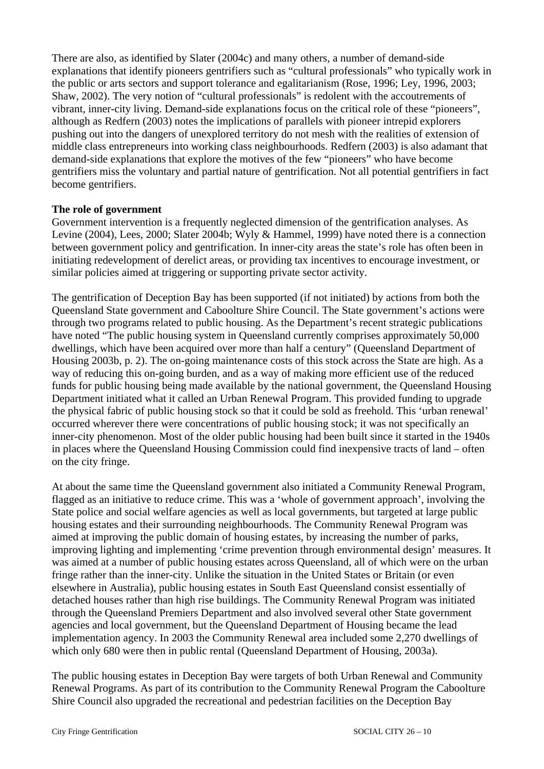There are also, as identified by Slater (2004c) and many others, a number of demand-side explanations that identify pioneers gentrifiers such as “cultural professionals” who typically work in the public or arts sectors and support tolerance and egalitarianism (Rose, 1996; Ley, 1996, 2003; Shaw, 2002). The very notion of “cultural professionals” is redolent with the accoutrements of vibrant, inner-city living. Demand-side explanations focus on the critical role of these “pioneers”, although as Redfern (2003) notes the implications of parallels with pioneer intrepid explorers pushing out into the dangers of unexplored territory do not mesh with the realities of extension of middle class entrepreneurs into working class neighbourhoods. Redfern (2003) is also adamant that demand-side explanations that explore the motives of the few “pioneers” who have become gentrifiers miss the voluntary and partial nature of gentrification. Not all potential gentrifiers in fact become gentrifiers.

**The role of government**

Government intervention is a frequently neglected dimension of the gentrification analyses. As Levine (2004), Lees, 2000; Slater 2004b; Wyly & Hammel, 1999) have noted there is a connection between government policy and gentrification. In inner-city areas the state’s role has often been in initiating redevelopment of derelict areas, or providing tax incentives to encourage investment, or similar policies aimed at triggering or supporting private sector activity.

The gentrification of Deception Bay has been supported (if not initiated) by actions from both the Queensland State government and Caboolture Shire Council. The State government’s actions were through two programs related to public housing. As the Department’s recent strategic publications have noted “The public housing system in Queensland currently comprises approximately 50,000 dwellings, which have been acquired over more than half a century” (Queensland Department of Housing 2003b, p. 2). The on-going maintenance costs of this stock across the State are high. As a way of reducing this on-going burden, and as a way of making more efficient use of the reduced funds for public housing being made available by the national government, the Queensland Housing Department initiated what it called an Urban Renewal Program. This provided funding to upgrade the physical fabric of public housing stock so that it could be sold as freehold. This ‘urban renewal’ occurred wherever there were concentrations of public housing stock; it was not specifically an inner-city phenomenon. Most of the older public housing had been built since it started in the 1940s in places where the Queensland Housing Commission could find inexpensive tracts of land – often on the city fringe.

At about the same time the Queensland government also initiated a Community Renewal Program, flagged as an initiative to reduce crime. This was a ‘whole of government approach’, involving the State police and social welfare agencies as well as local governments, but targeted at large public housing estates and their surrounding neighbourhoods. The Community Renewal Program was aimed at improving the public domain of housing estates, by increasing the number of parks, improving lighting and implementing ‘crime prevention through environmental design’ measures. It was aimed at a number of public housing estates across Queensland, all of which were on the urban fringe rather than the inner-city. Unlike the situation in the United States or Britain (or even elsewhere in Australia), public housing estates in South East Queensland consist essentially of detached houses rather than high rise buildings. The Community Renewal Program was initiated through the Queensland Premiers Department and also involved several other State government agencies and local government, but the Queensland Department of Housing became the lead implementation agency. In 2003 the Community Renewal area included some 2,270 dwellings of which only 680 were then in public rental (Queensland Department of Housing, 2003a).

The public housing estates in Deception Bay were targets of both Urban Renewal and Community Renewal Programs. As part of its contribution to the Community Renewal Program the Caboolture Shire Council also upgraded the recreational and pedestrian facilities on the Deception Bay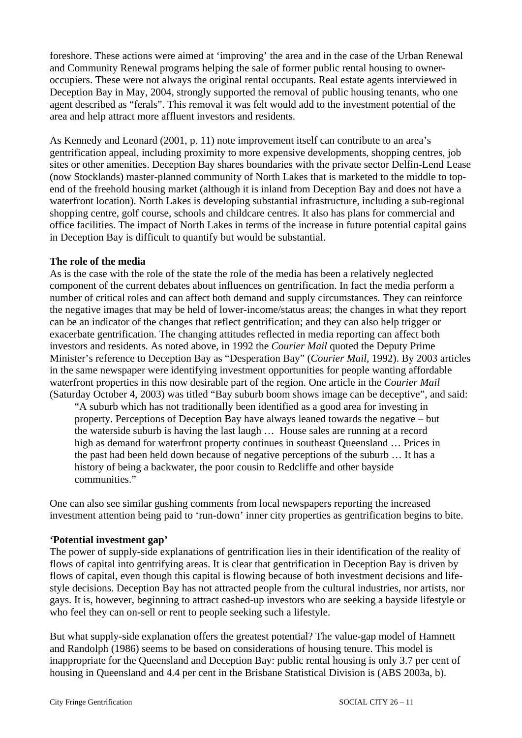foreshore. These actions were aimed at 'improving' the area and in the case of the Urban Renewal and Community Renewal programs helping the sale of former public rental housing to owner-occupiers. These were not always the original rental occupants. Real estate agents interviewed in Deception Bay in May, 2004, strongly supported the removal of public housing tenants, who one agent described as "ferals". This removal it was felt would add to the investment potential of the area and help attract more affluent investors and residents.

As Kennedy and Leonard (2001, p. 11) note improvement itself can contribute to an area's gentrification appeal, including proximity to more expensive developments, shopping centres, job sites or other amenities. Deception Bay shares boundaries with the private sector Delfin-Lend Lease (now Stocklands) master-planned community of North Lakes that is marketed to the middle to top-end of the freehold housing market (although it is inland from Deception Bay and does not have a waterfront location). North Lakes is developing substantial infrastructure, including a sub-regional shopping centre, golf course, schools and childcare centres. It also has plans for commercial and office facilities. The impact of North Lakes in terms of the increase in future potential capital gains in Deception Bay is difficult to quantify but would be substantial.

**The role of the media**

As is the case with the role of the state the role of the media has been a relatively neglected component of the current debates about influences on gentrification. In fact the media perform a number of critical roles and can affect both demand and supply circumstances. They can reinforce the negative images that may be held of lower-income/status areas; the changes in what they report can be an indicator of the changes that reflect gentrification; and they can also help trigger or exacerbate gentrification. The changing attitudes reflected in media reporting can affect both investors and residents. As noted above, in 1992 the *Courier Mail* quoted the Deputy Prime Minister's reference to Deception Bay as "Desperation Bay" (*Courier Mail*, 1992). By 2003 articles in the same newspaper were identifying investment opportunities for people wanting affordable waterfront properties in this now desirable part of the region. One article in the *Courier Mail* (Saturday October 4, 2003) was titled "Bay suburb boom shows image can be deceptive", and said:

> "A suburb which has not traditionally been identified as a good area for investing in property. Perceptions of Deception Bay have always leaned towards the negative – but the waterside suburb is having the last laugh … House sales are running at a record high as demand for waterfront property continues in southeast Queensland … Prices in the past had been held down because of negative perceptions of the suburb … It has a history of being a backwater, the poor cousin to Redcliffe and other bayside communities."

One can also see similar gushing comments from local newspapers reporting the increased investment attention being paid to 'run-down' inner city properties as gentrification begins to bite.

**'Potential investment gap'**

The power of supply-side explanations of gentrification lies in their identification of the reality of flows of capital into gentrifying areas. It is clear that gentrification in Deception Bay is driven by flows of capital, even though this capital is flowing because of both investment decisions and life-style decisions. Deception Bay has not attracted people from the cultural industries, nor artists, nor gays. It is, however, beginning to attract cashed-up investors who are seeking a bayside lifestyle or who feel they can on-sell or rent to people seeking such a lifestyle.

But what supply-side explanation offers the greatest potential? The value-gap model of Hamnett and Randolph (1986) seems to be based on considerations of housing tenure. This model is inappropriate for the Queensland and Deception Bay: public rental housing is only 3.7 per cent of housing in Queensland and 4.4 per cent in the Brisbane Statistical Division is (ABS 2003a, b).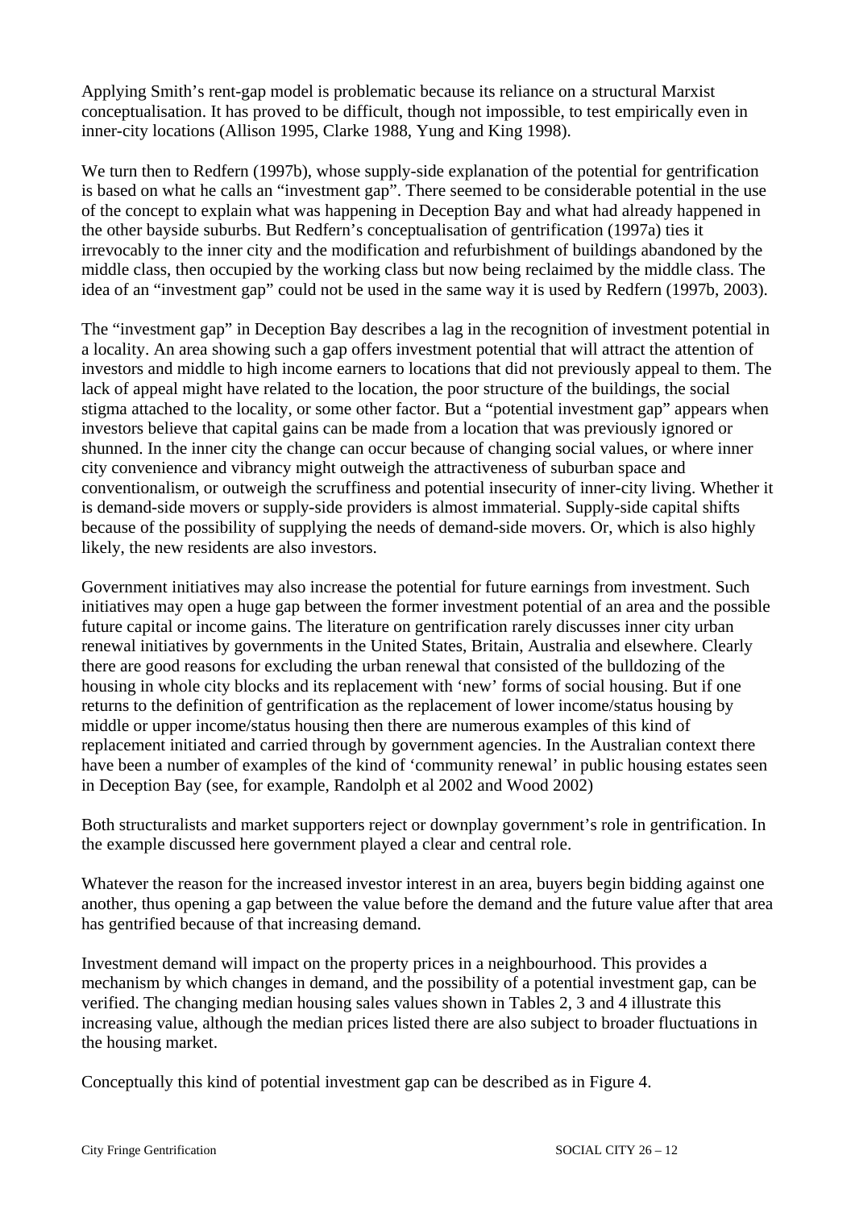Applying Smith's rent-gap model is problematic because its reliance on a structural Marxist conceptualisation. It has proved to be difficult, though not impossible, to test empirically even in inner-city locations (Allison 1995, Clarke 1988, Yung and King 1998).

We turn then to Redfern (1997b), whose supply-side explanation of the potential for gentrification is based on what he calls an "investment gap". There seemed to be considerable potential in the use of the concept to explain what was happening in Deception Bay and what had already happened in the other bayside suburbs. But Redfern's conceptualisation of gentrification (1997a) ties it irrevocably to the inner city and the modification and refurbishment of buildings abandoned by the middle class, then occupied by the working class but now being reclaimed by the middle class. The idea of an "investment gap" could not be used in the same way it is used by Redfern (1997b, 2003).

The "investment gap" in Deception Bay describes a lag in the recognition of investment potential in a locality. An area showing such a gap offers investment potential that will attract the attention of investors and middle to high income earners to locations that did not previously appeal to them. The lack of appeal might have related to the location, the poor structure of the buildings, the social stigma attached to the locality, or some other factor. But a "potential investment gap" appears when investors believe that capital gains can be made from a location that was previously ignored or shunned. In the inner city the change can occur because of changing social values, or where inner city convenience and vibrancy might outweigh the attractiveness of suburban space and conventionalism, or outweigh the scruffiness and potential insecurity of inner-city living. Whether it is demand-side movers or supply-side providers is almost immaterial. Supply-side capital shifts because of the possibility of supplying the needs of demand-side movers. Or, which is also highly likely, the new residents are also investors.

Government initiatives may also increase the potential for future earnings from investment. Such initiatives may open a huge gap between the former investment potential of an area and the possible future capital or income gains. The literature on gentrification rarely discusses inner city urban renewal initiatives by governments in the United States, Britain, Australia and elsewhere. Clearly there are good reasons for excluding the urban renewal that consisted of the bulldozing of the housing in whole city blocks and its replacement with 'new' forms of social housing. But if one returns to the definition of gentrification as the replacement of lower income/status housing by middle or upper income/status housing then there are numerous examples of this kind of replacement initiated and carried through by government agencies. In the Australian context there have been a number of examples of the kind of 'community renewal' in public housing estates seen in Deception Bay (see, for example, Randolph et al 2002 and Wood 2002)

Both structuralists and market supporters reject or downplay government's role in gentrification. In the example discussed here government played a clear and central role.

Whatever the reason for the increased investor interest in an area, buyers begin bidding against one another, thus opening a gap between the value before the demand and the future value after that area has gentrified because of that increasing demand.

Investment demand will impact on the property prices in a neighbourhood. This provides a mechanism by which changes in demand, and the possibility of a potential investment gap, can be verified. The changing median housing sales values shown in Tables 2, 3 and 4 illustrate this increasing value, although the median prices listed there are also subject to broader fluctuations in the housing market.

Conceptually this kind of potential investment gap can be described as in Figure 4.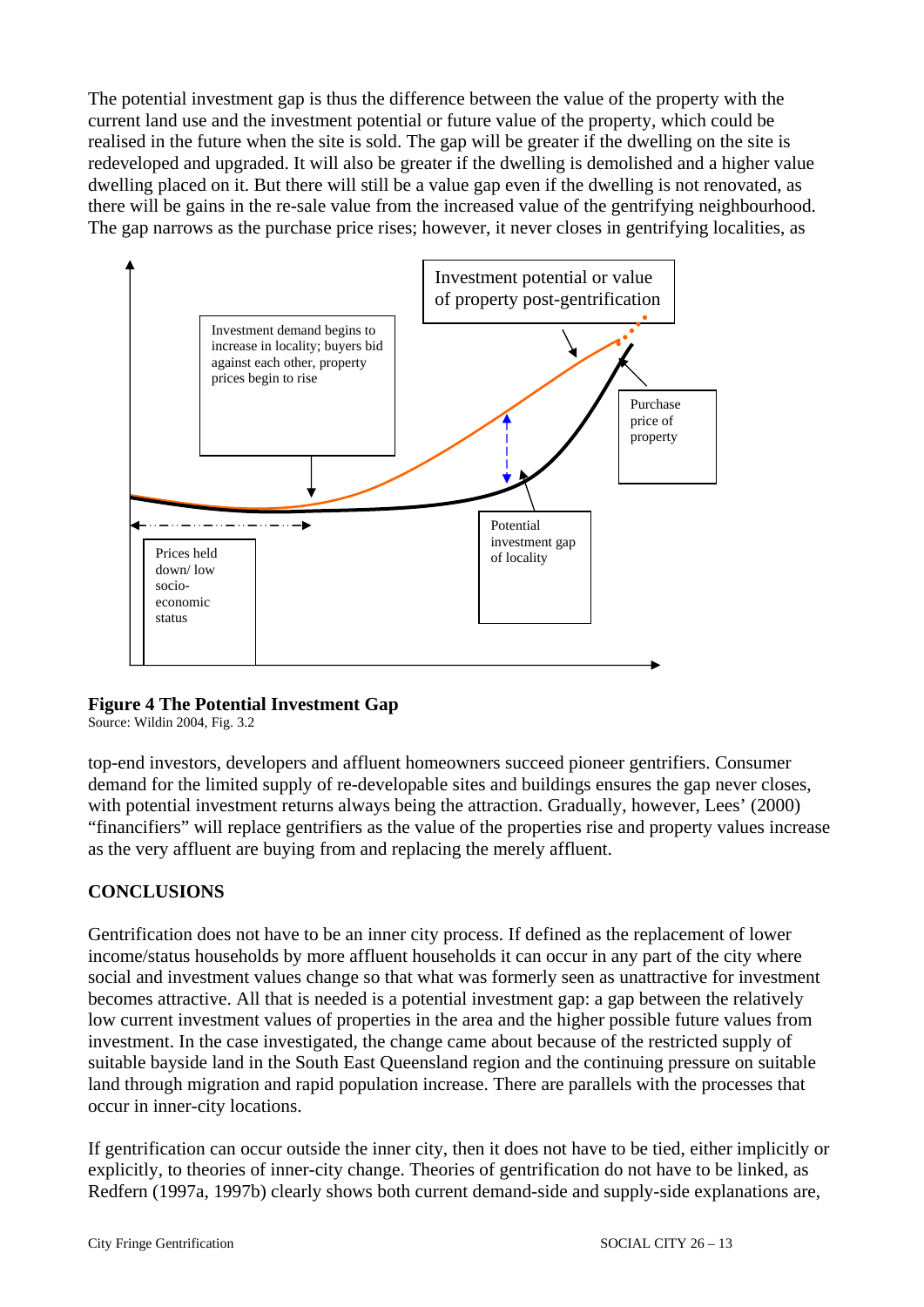The potential investment gap is thus the difference between the value of the property with the current land use and the investment potential or future value of the property, which could be realised in the future when the site is sold. The gap will be greater if the dwelling on the site is redeveloped and upgraded. It will also be greater if the dwelling is demolished and a higher value dwelling placed on it. But there will still be a value gap even if the dwelling is not renovated, as there will be gains in the re-sale value from the increased value of the gentrifying neighbourhood. The gap narrows as the purchase price rises; however, it never closes in gentrifying localities, as

Investment potential or value of property post-gentrification

Investment demand begins to increase in locality; buyers bid against each other, property prices begin to rise

Purchase price of property

Prices held down/ low socio-economic status

Potential investment gap of locality

**Figure 4 The Potential Investment Gap**
Source: Wildin 2004, Fig. 3.2

top-end investors, developers and affluent homeowners succeed pioneer gentrifiers. Consumer demand for the limited supply of re-developable sites and buildings ensures the gap never closes, with potential investment returns always being the attraction. Gradually, however, Lees' (2000) "financifiers" will replace gentrifiers as the value of the properties rise and property values increase as the very affluent are buying from and replacing the merely affluent.

## CONCLUSIONS

Gentrification does not have to be an inner city process. If defined as the replacement of lower income/status households by more affluent households it can occur in any part of the city where social and investment values change so that what was formerly seen as unattractive for investment becomes attractive. All that is needed is a potential investment gap: a gap between the relatively low current investment values of properties in the area and the higher possible future values from investment. In the case investigated, the change came about because of the restricted supply of suitable bayside land in the South East Queensland region and the continuing pressure on suitable land through migration and rapid population increase. There are parallels with the processes that occur in inner-city locations.

If gentrification can occur outside the inner city, then it does not have to be tied, either implicitly or explicitly, to theories of inner-city change. Theories of gentrification do not have to be linked, as Redfern (1997a, 1997b) clearly shows both current demand-side and supply-side explanations are,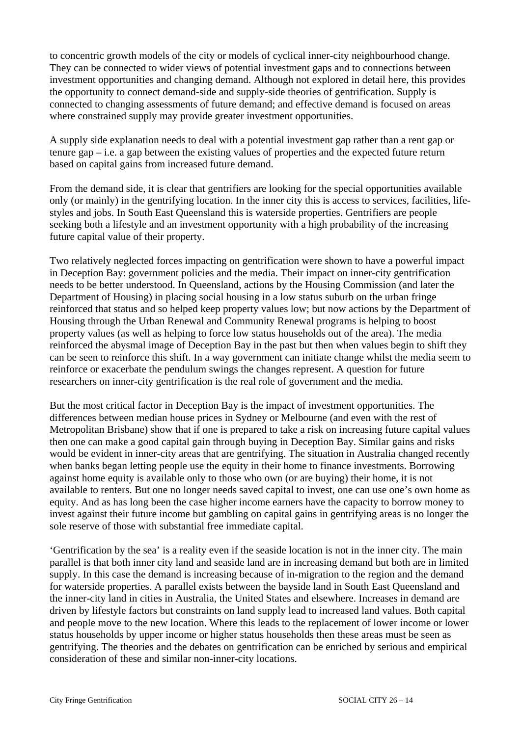to concentric growth models of the city or models of cyclical inner-city neighbourhood change. They can be connected to wider views of potential investment gaps and to connections between investment opportunities and changing demand. Although not explored in detail here, this provides the opportunity to connect demand-side and supply-side theories of gentrification. Supply is connected to changing assessments of future demand; and effective demand is focused on areas where constrained supply may provide greater investment opportunities.

A supply side explanation needs to deal with a potential investment gap rather than a rent gap or tenure gap – i.e. a gap between the existing values of properties and the expected future return based on capital gains from increased future demand.

From the demand side, it is clear that gentrifiers are looking for the special opportunities available only (or mainly) in the gentrifying location. In the inner city this is access to services, facilities, life-styles and jobs. In South East Queensland this is waterside properties. Gentrifiers are people seeking both a lifestyle and an investment opportunity with a high probability of the increasing future capital value of their property.

Two relatively neglected forces impacting on gentrification were shown to have a powerful impact in Deception Bay: government policies and the media. Their impact on inner-city gentrification needs to be better understood. In Queensland, actions by the Housing Commission (and later the Department of Housing) in placing social housing in a low status suburb on the urban fringe reinforced that status and so helped keep property values low; but now actions by the Department of Housing through the Urban Renewal and Community Renewal programs is helping to boost property values (as well as helping to force low status households out of the area). The media reinforced the abysmal image of Deception Bay in the past but then when values begin to shift they can be seen to reinforce this shift. In a way government can initiate change whilst the media seem to reinforce or exacerbate the pendulum swings the changes represent. A question for future researchers on inner-city gentrification is the real role of government and the media.

But the most critical factor in Deception Bay is the impact of investment opportunities. The differences between median house prices in Sydney or Melbourne (and even with the rest of Metropolitan Brisbane) show that if one is prepared to take a risk on increasing future capital values then one can make a good capital gain through buying in Deception Bay. Similar gains and risks would be evident in inner-city areas that are gentrifying. The situation in Australia changed recently when banks began letting people use the equity in their home to finance investments. Borrowing against home equity is available only to those who own (or are buying) their home, it is not available to renters. But one no longer needs saved capital to invest, one can use one's own home as equity. And as has long been the case higher income earners have the capacity to borrow money to invest against their future income but gambling on capital gains in gentrifying areas is no longer the sole reserve of those with substantial free immediate capital.

'Gentrification by the sea' is a reality even if the seaside location is not in the inner city. The main parallel is that both inner city land and seaside land are in increasing demand but both are in limited supply. In this case the demand is increasing because of in-migration to the region and the demand for waterside properties. A parallel exists between the bayside land in South East Queensland and the inner-city land in cities in Australia, the United States and elsewhere. Increases in demand are driven by lifestyle factors but constraints on land supply lead to increased land values. Both capital and people move to the new location. Where this leads to the replacement of lower income or lower status households by upper income or higher status households then these areas must be seen as gentrifying. The theories and the debates on gentrification can be enriched by serious and empirical consideration of these and similar non-inner-city locations.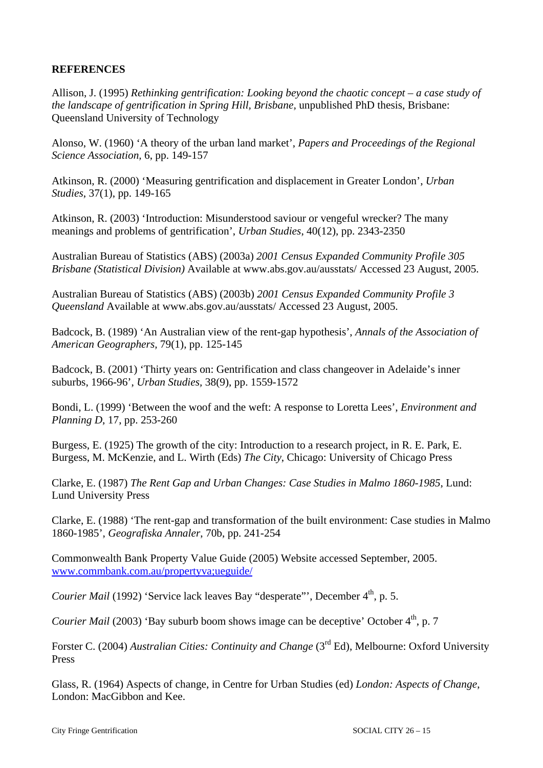**REFERENCES**

Allison, J. (1995) *Rethinking gentrification: Looking beyond the chaotic concept – a case study of the landscape of gentrification in Spring Hill, Brisbane*, unpublished PhD thesis, Brisbane: Queensland University of Technology

Alonso, W. (1960) 'A theory of the urban land market', *Papers and Proceedings of the Regional Science Association*, 6, pp. 149-157

Atkinson, R. (2000) 'Measuring gentrification and displacement in Greater London', *Urban Studies*, 37(1), pp. 149-165

Atkinson, R. (2003) 'Introduction: Misunderstood saviour or vengeful wrecker? The many meanings and problems of gentrification', *Urban Studies*, 40(12), pp. 2343-2350

Australian Bureau of Statistics (ABS) (2003a) *2001 Census Expanded Community Profile 305 Brisbane (Statistical Division)* Available at www.abs.gov.au/ausstats/ Accessed 23 August, 2005.

Australian Bureau of Statistics (ABS) (2003b) *2001 Census Expanded Community Profile 3 Queensland* Available at www.abs.gov.au/ausstats/ Accessed 23 August, 2005.

Badcock, B. (1989) 'An Australian view of the rent-gap hypothesis', *Annals of the Association of American Geographers*, 79(1), pp. 125-145

Badcock, B. (2001) 'Thirty years on: Gentrification and class changeover in Adelaide's inner suburbs, 1966-96', *Urban Studies*, 38(9), pp. 1559-1572

Bondi, L. (1999) 'Between the woof and the weft: A response to Loretta Lees', *Environment and Planning D*, 17, pp. 253-260

Burgess, E. (1925) The growth of the city: Introduction to a research project, in R. E. Park, E. Burgess, M. McKenzie, and L. Wirth (Eds) *The City*, Chicago: University of Chicago Press

Clarke, E. (1987) *The Rent Gap and Urban Changes: Case Studies in Malmo 1860-1985*, Lund: Lund University Press

Clarke, E. (1988) 'The rent-gap and transformation of the built environment: Case studies in Malmo 1860-1985', *Geografiska Annaler*, 70b, pp. 241-254

Commonwealth Bank Property Value Guide (2005) Website accessed September, 2005. www.commbank.com.au/propertyva;ueguide/

*Courier Mail* (1992) 'Service lack leaves Bay "desperate"', December 4th, p. 5.

*Courier Mail* (2003) 'Bay suburb boom shows image can be deceptive' October 4th, p. 7

Forster C. (2004) *Australian Cities: Continuity and Change* (3rd Ed), Melbourne: Oxford University Press

Glass, R. (1964) Aspects of change, in Centre for Urban Studies (ed) *London: Aspects of Change*, London: MacGibbon and Kee.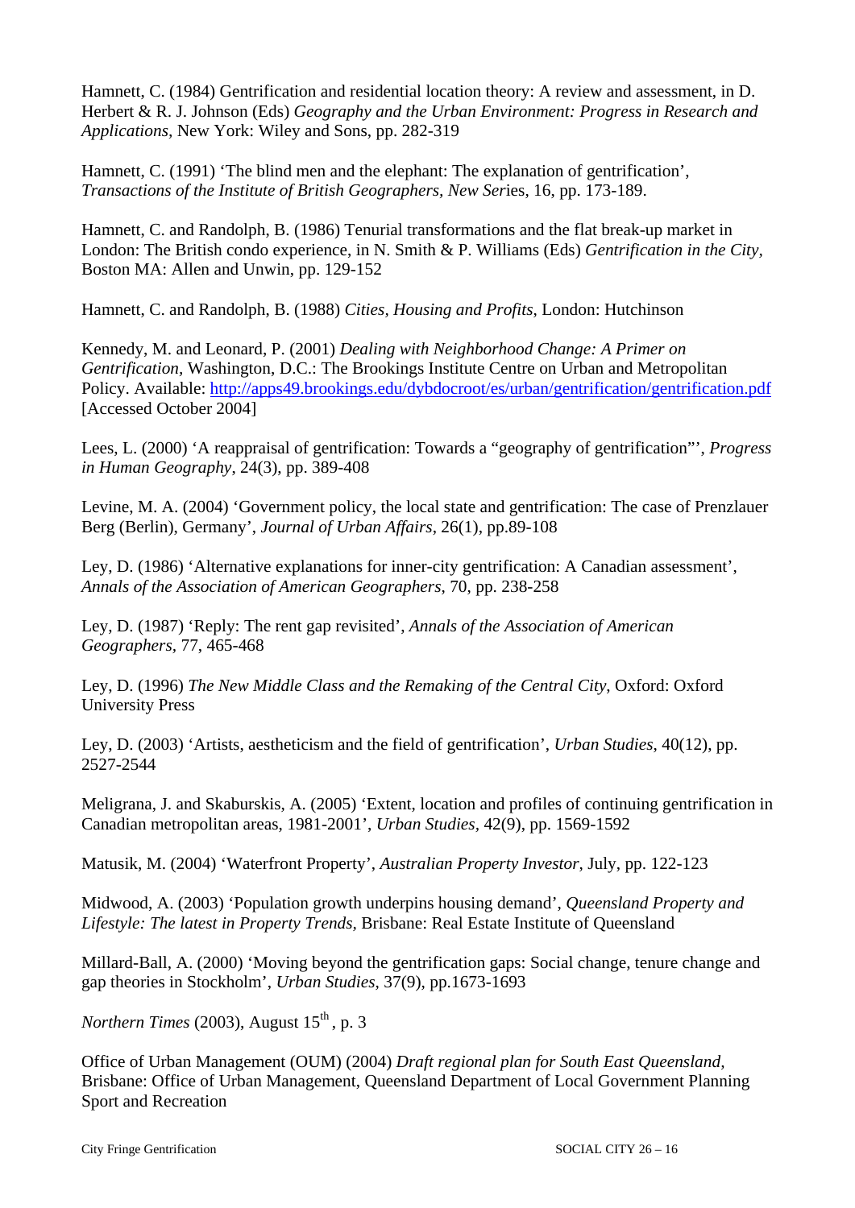Hamnett, C. (1984) Gentrification and residential location theory: A review and assessment, in D. Herbert & R. J. Johnson (Eds) *Geography and the Urban Environment: Progress in Research and Applications*, New York: Wiley and Sons, pp. 282-319

Hamnett, C. (1991) 'The blind men and the elephant: The explanation of gentrification', *Transactions of the Institute of British Geographers, New Ser*ies, 16, pp. 173-189.

Hamnett, C. and Randolph, B. (1986) Tenurial transformations and the flat break-up market in London: The British condo experience, in N. Smith & P. Williams (Eds) *Gentrification in the City*, Boston MA: Allen and Unwin, pp. 129-152

Hamnett, C. and Randolph, B. (1988) *Cities, Housing and Profits*, London: Hutchinson

Kennedy, M. and Leonard, P. (2001) *Dealing with Neighborhood Change: A Primer on Gentrification*, Washington, D.C.: The Brookings Institute Centre on Urban and Metropolitan Policy. Available: http://apps49.brookings.edu/dybdocroot/es/urban/gentrification/gentrification.pdf [Accessed October 2004]

Lees, L. (2000) 'A reappraisal of gentrification: Towards a "geography of gentrification"', *Progress in Human Geography*, 24(3), pp. 389-408

Levine, M. A. (2004) 'Government policy, the local state and gentrification: The case of Prenzlauer Berg (Berlin), Germany', *Journal of Urban Affairs*, 26(1), pp.89-108

Ley, D. (1986) 'Alternative explanations for inner-city gentrification: A Canadian assessment', *Annals of the Association of American Geographers*, 70, pp. 238-258

Ley, D. (1987) 'Reply: The rent gap revisited', *Annals of the Association of American Geographers*, 77, 465-468

Ley, D. (1996) *The New Middle Class and the Remaking of the Central City*, Oxford: Oxford University Press

Ley, D. (2003) 'Artists, aestheticism and the field of gentrification', *Urban Studies*, 40(12), pp. 2527-2544

Meligrana, J. and Skaburskis, A. (2005) 'Extent, location and profiles of continuing gentrification in Canadian metropolitan areas, 1981-2001', *Urban Studies*, 42(9), pp. 1569-1592

Matusik, M. (2004) 'Waterfront Property', *Australian Property Investor*, July, pp. 122-123

Midwood, A. (2003) 'Population growth underpins housing demand', *Queensland Property and Lifestyle: The latest in Property Trends*, Brisbane: Real Estate Institute of Queensland

Millard-Ball, A. (2000) 'Moving beyond the gentrification gaps: Social change, tenure change and gap theories in Stockholm', *Urban Studies*, 37(9), pp.1673-1693

*Northern Times* (2003), August 15th, p. 3

Office of Urban Management (OUM) (2004) *Draft regional plan for South East Queensland*, Brisbane: Office of Urban Management, Queensland Department of Local Government Planning Sport and Recreation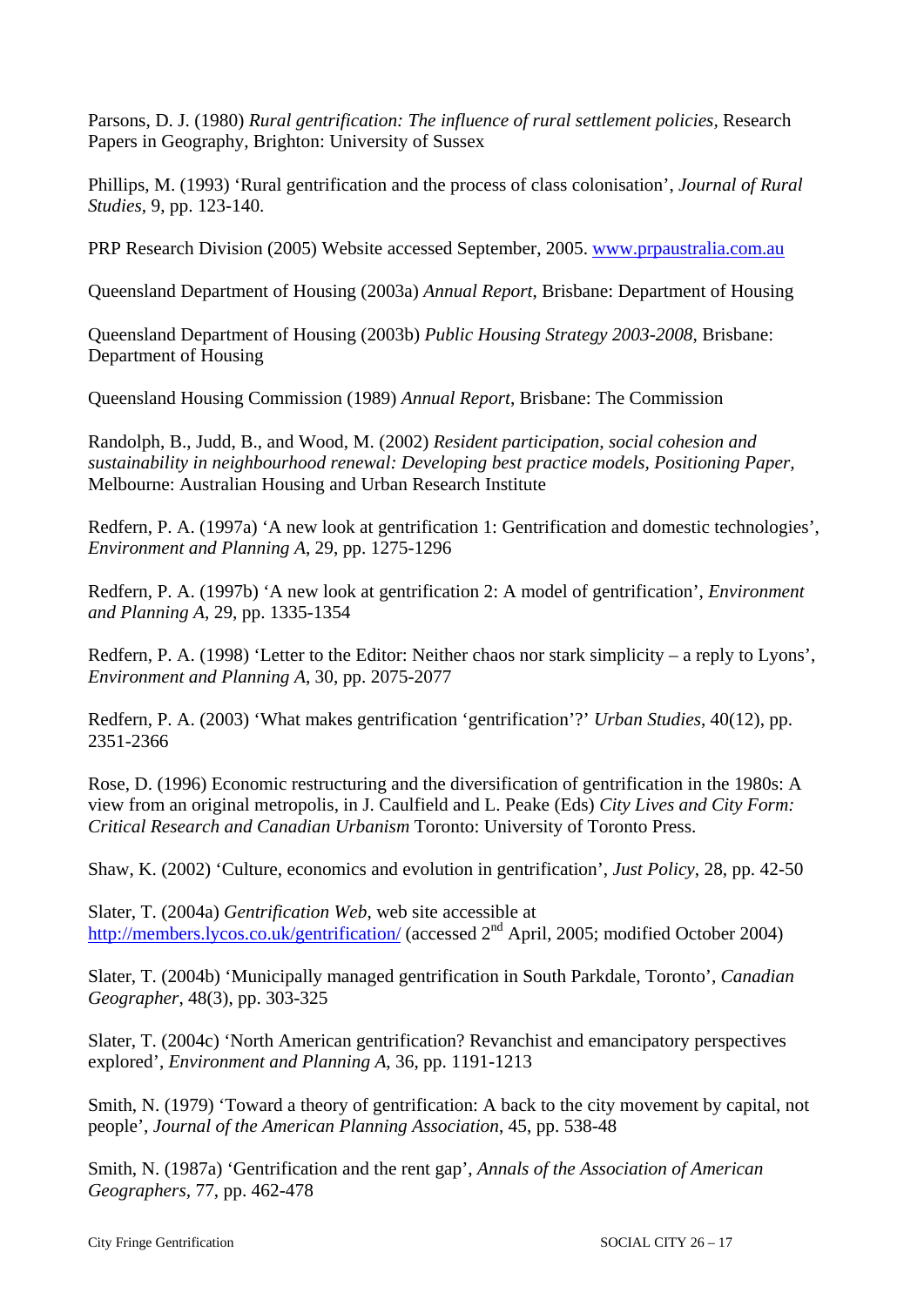Parsons, D. J. (1980) *Rural gentrification: The influence of rural settlement policies*, Research Papers in Geography, Brighton: University of Sussex

Phillips, M. (1993) 'Rural gentrification and the process of class colonisation', *Journal of Rural Studies*, 9, pp. 123-140.

PRP Research Division (2005) Website accessed September, 2005. www.prpaustralia.com.au

Queensland Department of Housing (2003a) *Annual Report*, Brisbane: Department of Housing

Queensland Department of Housing (2003b) *Public Housing Strategy 2003-2008*, Brisbane: Department of Housing

Queensland Housing Commission (1989) *Annual Report*, Brisbane: The Commission

Randolph, B., Judd, B., and Wood, M. (2002) *Resident participation, social cohesion and sustainability in neighbourhood renewal: Developing best practice models, Positioning Paper*, Melbourne: Australian Housing and Urban Research Institute

Redfern, P. A. (1997a) 'A new look at gentrification 1: Gentrification and domestic technologies', *Environment and Planning A*, 29, pp. 1275-1296

Redfern, P. A. (1997b) 'A new look at gentrification 2: A model of gentrification', *Environment and Planning A*, 29, pp. 1335-1354

Redfern, P. A. (1998) 'Letter to the Editor: Neither chaos nor stark simplicity – a reply to Lyons', *Environment and Planning A*, 30, pp. 2075-2077

Redfern, P. A. (2003) 'What makes gentrification 'gentrification'?' *Urban Studies*, 40(12), pp. 2351-2366

Rose, D. (1996) Economic restructuring and the diversification of gentrification in the 1980s: A view from an original metropolis, in J. Caulfield and L. Peake (Eds) *City Lives and City Form: Critical Research and Canadian Urbanism* Toronto: University of Toronto Press.

Shaw, K. (2002) 'Culture, economics and evolution in gentrification', *Just Policy*, 28, pp. 42-50

Slater, T. (2004a) *Gentrification Web*, web site accessible at http://members.lycos.co.uk/gentrification/ (accessed 2nd April, 2005; modified October 2004)

Slater, T. (2004b) 'Municipally managed gentrification in South Parkdale, Toronto', *Canadian Geographer*, 48(3), pp. 303-325

Slater, T. (2004c) 'North American gentrification? Revanchist and emancipatory perspectives explored', *Environment and Planning A*, 36, pp. 1191-1213

Smith, N. (1979) 'Toward a theory of gentrification: A back to the city movement by capital, not people', *Journal of the American Planning Association*, 45, pp. 538-48

Smith, N. (1987a) 'Gentrification and the rent gap', *Annals of the Association of American Geographers*, 77, pp. 462-478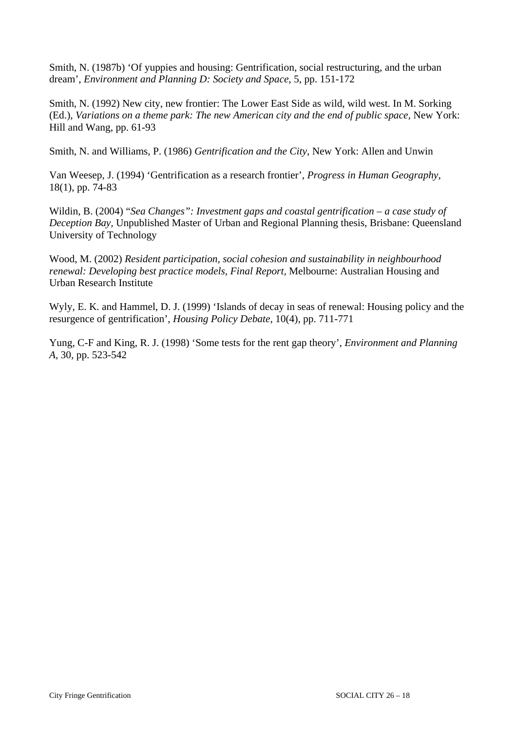Smith, N. (1987b) ‘Of yuppies and housing: Gentrification, social restructuring, and the urban dream’, *Environment and Planning D: Society and Space*, 5, pp. 151-172

Smith, N. (1992) New city, new frontier: The Lower East Side as wild, wild west. In M. Sorking (Ed.), *Variations on a theme park: The new American city and the end of public space*, New York: Hill and Wang, pp. 61-93

Smith, N. and Williams, P. (1986) *Gentrification and the City*, New York: Allen and Unwin

Van Weesep, J. (1994) ‘Gentrification as a research frontier’, *Progress in Human Geography*, 18(1), pp. 74-83

Wildin, B. (2004) “*Sea Changes”: Investment gaps and coastal gentrification – a case study of Deception Bay*, Unpublished Master of Urban and Regional Planning thesis, Brisbane: Queensland University of Technology

Wood, M. (2002) *Resident participation, social cohesion and sustainability in neighbourhood renewal: Developing best practice models, Final Report*, Melbourne: Australian Housing and Urban Research Institute

Wyly, E. K. and Hammel, D. J. (1999) ‘Islands of decay in seas of renewal: Housing policy and the resurgence of gentrification’, *Housing Policy Debate*, 10(4), pp. 711-771

Yung, C-F and King, R. J. (1998) ‘Some tests for the rent gap theory’, *Environment and Planning A*, 30, pp. 523-542